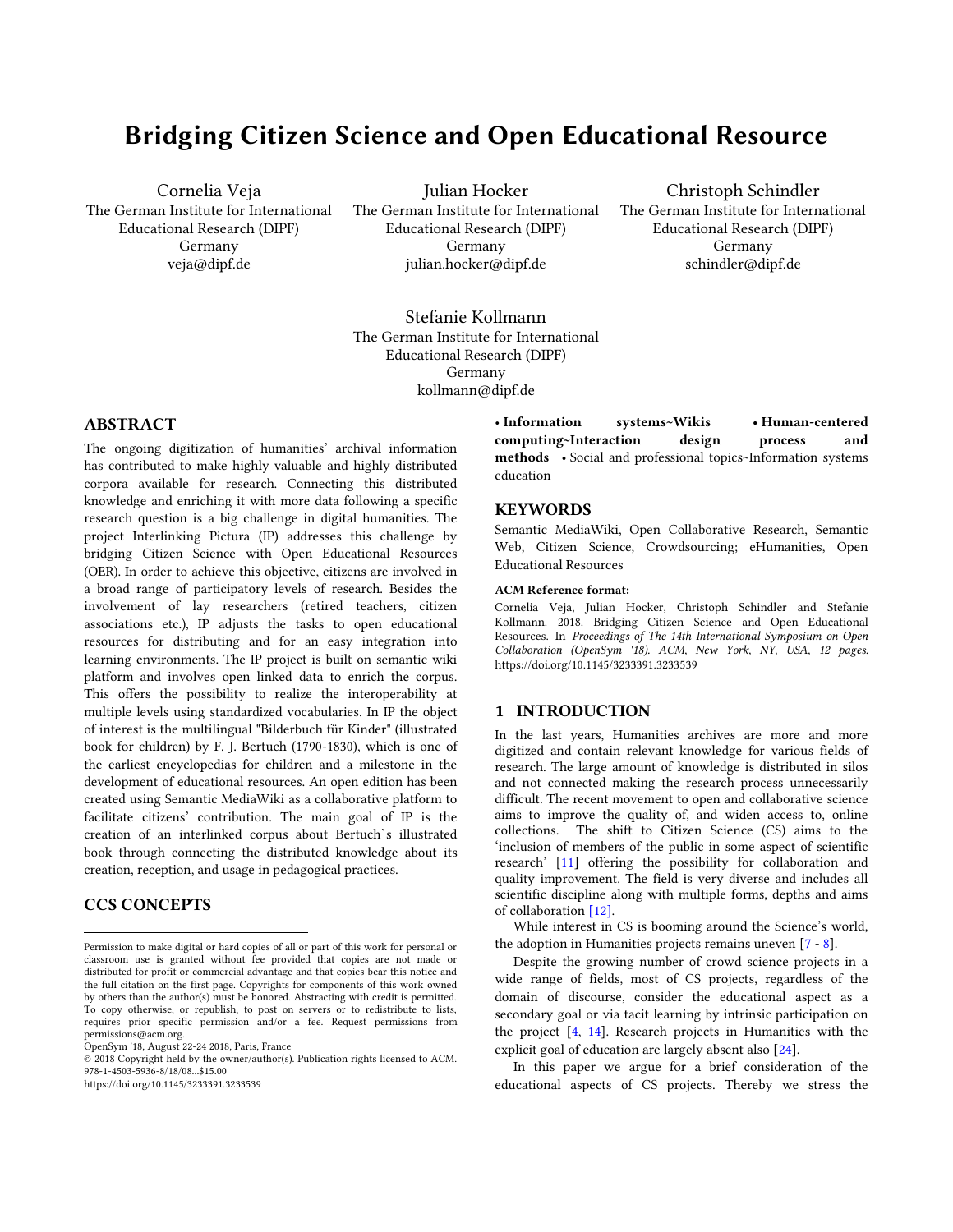# Bridging Citizen Science and Open Educational Resource

Cornelia Veja
The German Institute for International Educational Research (DIPF)
Germany
veja@dipf.de

Julian Hocker
The German Institute for International Educational Research (DIPF)
Germany
julian.hocker@dipf.de

Christoph Schindler
The German Institute for International Educational Research (DIPF)
Germany
schindler@dipf.de

Stefanie Kollmann
The German Institute for International Educational Research (DIPF)
Germany
kollmann@dipf.de

## ABSTRACT

The ongoing digitization of humanities' archival information has contributed to make highly valuable and highly distributed corpora available for research. Connecting this distributed knowledge and enriching it with more data following a specific research question is a big challenge in digital humanities. The project Interlinking Pictura (IP) addresses this challenge by bridging Citizen Science with Open Educational Resources (OER). In order to achieve this objective, citizens are involved in a broad range of participatory levels of research. Besides the involvement of lay researchers (retired teachers, citizen associations etc.), IP adjusts the tasks to open educational resources for distributing and for an easy integration into learning environments. The IP project is built on semantic wiki platform and involves open linked data to enrich the corpus. This offers the possibility to realize the interoperability at multiple levels using standardized vocabularies. In IP the object of interest is the multilingual "Bilderbuch für Kinder" (illustrated book for children) by F. J. Bertuch (1790-1830), which is one of the earliest encyclopedias for children and a milestone in the development of educational resources. An open edition has been created using Semantic MediaWiki as a collaborative platform to facilitate citizens' contribution. The main goal of IP is the creation of an interlinked corpus about Bertuch`s illustrated book through connecting the distributed knowledge about its creation, reception, and usage in pedagogical practices.

## CCS CONCEPTS

**• Information systems~Wikis • Human-centered computing~Interaction design process and methods** • Social and professional topics~Information systems education

## KEYWORDS

Semantic MediaWiki, Open Collaborative Research, Semantic Web, Citizen Science, Crowdsourcing; eHumanities, Open Educational Resources

**ACM Reference format:**

Cornelia Veja, Julian Hocker, Christoph Schindler and Stefanie Kollmann. 2018. Bridging Citizen Science and Open Educational Resources. In *Proceedings of The 14th International Symposium on Open Collaboration (OpenSym '18). ACM, New York, NY, USA, 12 pages.* https://doi.org/10.1145/3233391.3233539

## 1 INTRODUCTION

In the last years, Humanities archives are more and more digitized and contain relevant knowledge for various fields of research. The large amount of knowledge is distributed in silos and not connected making the research process unnecessarily difficult. The recent movement to open and collaborative science aims to improve the quality of, and widen access to, online collections. The shift to Citizen Science (CS) aims to the 'inclusion of members of the public in some aspect of scientific research' [11] offering the possibility for collaboration and quality improvement. The field is very diverse and includes all scientific discipline along with multiple forms, depths and aims of collaboration [12].

While interest in CS is booming around the Science's world, the adoption in Humanities projects remains uneven [7 - 8].

Despite the growing number of crowd science projects in a wide range of fields, most of CS projects, regardless of the domain of discourse, consider the educational aspect as a secondary goal or via tacit learning by intrinsic participation on the project [4, 14]. Research projects in Humanities with the explicit goal of education are largely absent also [24].

In this paper we argue for a brief consideration of the educational aspects of CS projects. Thereby we stress the

Permission to make digital or hard copies of all or part of this work for personal or classroom use is granted without fee provided that copies are not made or distributed for profit or commercial advantage and that copies bear this notice and the full citation on the first page. Copyrights for components of this work owned by others than the author(s) must be honored. Abstracting with credit is permitted. To copy otherwise, or republish, to post on servers or to redistribute to lists, requires prior specific permission and/or a fee. Request permissions from permissions@acm.org.
OpenSym '18, August 22-24 2018, Paris, France
© 2018 Copyright held by the owner/author(s). Publication rights licensed to ACM. 978-1-4503-5936-8/18/08...$15.00
https://doi.org/10.1145/3233391.3233539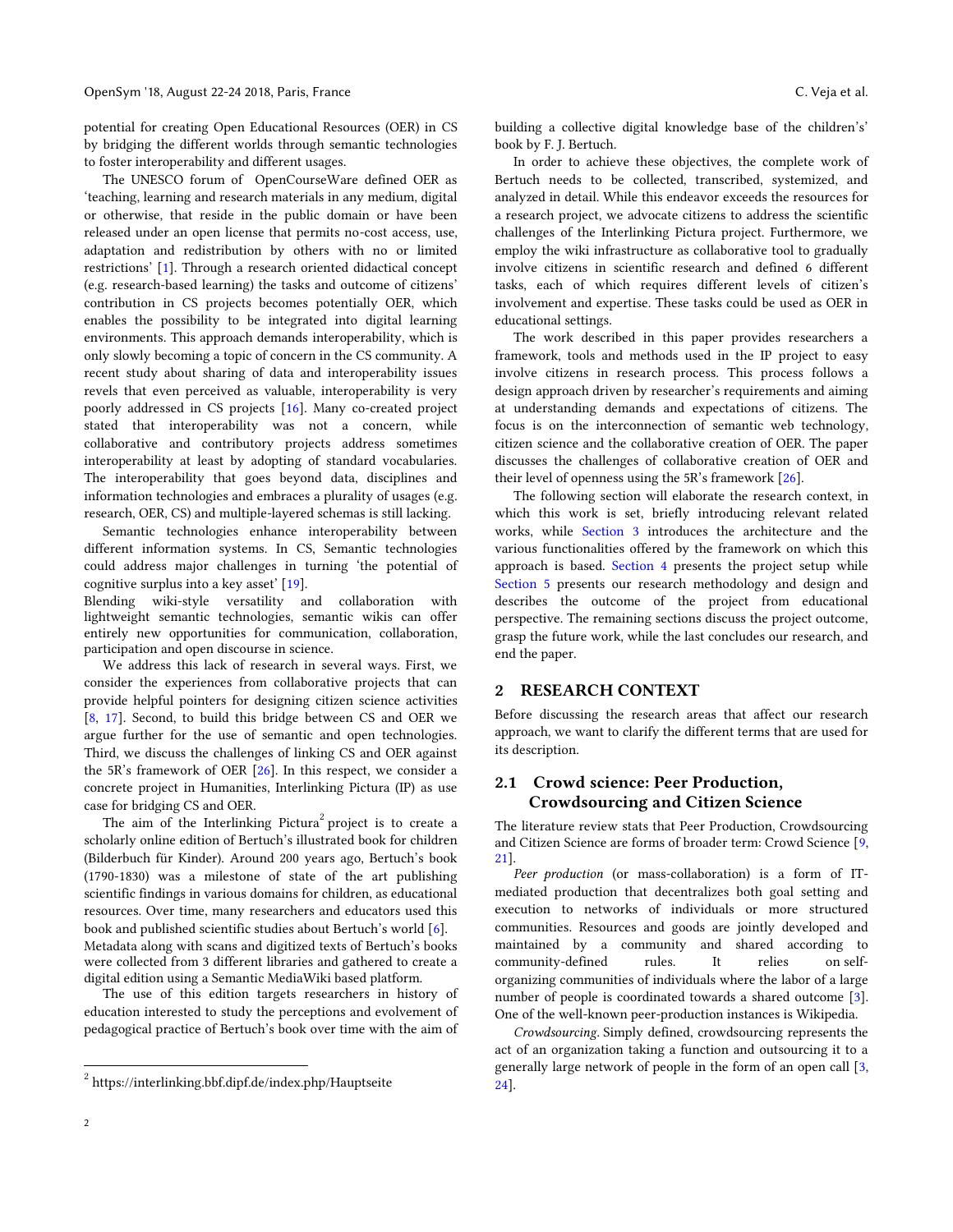potential for creating Open Educational Resources (OER) in CS by bridging the different worlds through semantic technologies to foster interoperability and different usages.

The UNESCO forum of OpenCourseWare defined OER as 'teaching, learning and research materials in any medium, digital or otherwise, that reside in the public domain or have been released under an open license that permits no-cost access, use, adaptation and redistribution by others with no or limited restrictions' [1]. Through a research oriented didactical concept (e.g. research-based learning) the tasks and outcome of citizens' contribution in CS projects becomes potentially OER, which enables the possibility to be integrated into digital learning environments. This approach demands interoperability, which is only slowly becoming a topic of concern in the CS community. A recent study about sharing of data and interoperability issues revels that even perceived as valuable, interoperability is very poorly addressed in CS projects [16]. Many co-created project stated that interoperability was not a concern, while collaborative and contributory projects address sometimes interoperability at least by adopting of standard vocabularies. The interoperability that goes beyond data, disciplines and information technologies and embraces a plurality of usages (e.g. research, OER, CS) and multiple-layered schemas is still lacking.

Semantic technologies enhance interoperability between different information systems. In CS, Semantic technologies could address major challenges in turning 'the potential of cognitive surplus into a key asset' [19].

Blending wiki-style versatility and collaboration with lightweight semantic technologies, semantic wikis can offer entirely new opportunities for communication, collaboration, participation and open discourse in science.

We address this lack of research in several ways. First, we consider the experiences from collaborative projects that can provide helpful pointers for designing citizen science activities [8, 17]. Second, to build this bridge between CS and OER we argue further for the use of semantic and open technologies. Third, we discuss the challenges of linking CS and OER against the 5R's framework of OER [26]. In this respect, we consider a concrete project in Humanities, Interlinking Pictura (IP) as use case for bridging CS and OER.

The aim of the Interlinking Pictura[2] project is to create a scholarly online edition of Bertuch's illustrated book for children (Bilderbuch für Kinder). Around 200 years ago, Bertuch's book (1790-1830) was a milestone of state of the art publishing scientific findings in various domains for children, as educational resources. Over time, many researchers and educators used this book and published scientific studies about Bertuch's world [6]. Metadata along with scans and digitized texts of Bertuch's books were collected from 3 different libraries and gathered to create a digital edition using a Semantic MediaWiki based platform.

The use of this edition targets researchers in history of education interested to study the perceptions and evolvement of pedagogical practice of Bertuch's book over time with the aim of building a collective digital knowledge base of the children's' book by F. J. Bertuch.

In order to achieve these objectives, the complete work of Bertuch needs to be collected, transcribed, systemized, and analyzed in detail. While this endeavor exceeds the resources for a research project, we advocate citizens to address the scientific challenges of the Interlinking Pictura project. Furthermore, we employ the wiki infrastructure as collaborative tool to gradually involve citizens in scientific research and defined 6 different tasks, each of which requires different levels of citizen's involvement and expertise. These tasks could be used as OER in educational settings.

The work described in this paper provides researchers a framework, tools and methods used in the IP project to easy involve citizens in research process. This process follows a design approach driven by researcher's requirements and aiming at understanding demands and expectations of citizens. The focus is on the interconnection of semantic web technology, citizen science and the collaborative creation of OER. The paper discusses the challenges of collaborative creation of OER and their level of openness using the 5R's framework [26].

The following section will elaborate the research context, in which this work is set, briefly introducing relevant related works, while Section 3 introduces the architecture and the various functionalities offered by the framework on which this approach is based. Section 4 presents the project setup while Section 5 presents our research methodology and design and describes the outcome of the project from educational perspective. The remaining sections discuss the project outcome, grasp the future work, while the last concludes our research, and end the paper.

## 2 RESEARCH CONTEXT

Before discussing the research areas that affect our research approach, we want to clarify the different terms that are used for its description.

### 2.1 Crowd science: Peer Production, Crowdsourcing and Citizen Science

The literature review stats that Peer Production, Crowdsourcing and Citizen Science are forms of broader term: Crowd Science [9, 21].

*Peer production* (or mass-collaboration) is a form of IT-mediated production that decentralizes both goal setting and execution to networks of individuals or more structured communities. Resources and goods are jointly developed and maintained by a community and shared according to community-defined rules. It relies on self-organizing communities of individuals where the labor of a large number of people is coordinated towards a shared outcome [3]. One of the well-known peer-production instances is Wikipedia.

*Crowdsourcing*. Simply defined, crowdsourcing represents the act of an organization taking a function and outsourcing it to a generally large network of people in the form of an open call [3, 24].

[2] https://interlinking.bbf.dipf.de/index.php/Hauptseite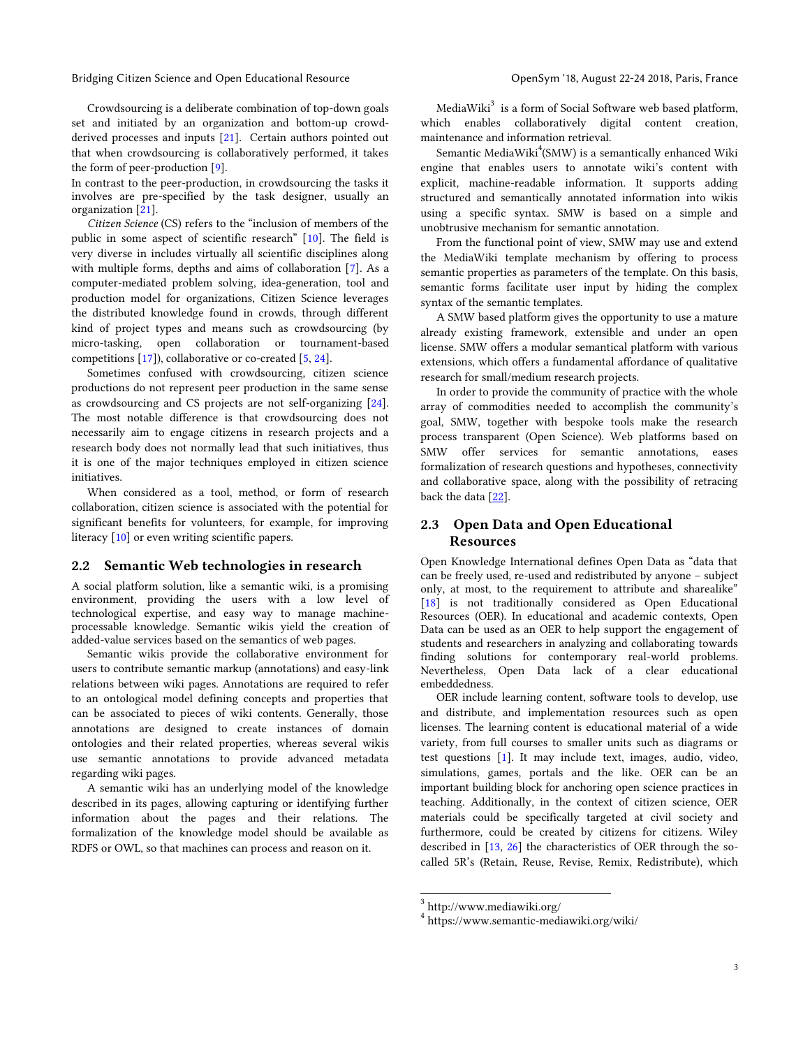Crowdsourcing is a deliberate combination of top-down goals set and initiated by an organization and bottom-up crowd-derived processes and inputs [21]. Certain authors pointed out that when crowdsourcing is collaboratively performed, it takes the form of peer-production [9].

In contrast to the peer-production, in crowdsourcing the tasks it involves are pre-specified by the task designer, usually an organization [21].

*Citizen Science* (CS) refers to the "inclusion of members of the public in some aspect of scientific research" [10]. The field is very diverse in includes virtually all scientific disciplines along with multiple forms, depths and aims of collaboration [7]. As a computer-mediated problem solving, idea-generation, tool and production model for organizations, Citizen Science leverages the distributed knowledge found in crowds, through different kind of project types and means such as crowdsourcing (by micro-tasking, open collaboration or tournament-based competitions [17]), collaborative or co-created [5, 24].

Sometimes confused with crowdsourcing, citizen science productions do not represent peer production in the same sense as crowdsourcing and CS projects are not self-organizing [24]. The most notable difference is that crowdsourcing does not necessarily aim to engage citizens in research projects and a research body does not normally lead that such initiatives, thus it is one of the major techniques employed in citizen science initiatives.

When considered as a tool, method, or form of research collaboration, citizen science is associated with the potential for significant benefits for volunteers, for example, for improving literacy [10] or even writing scientific papers.

## 2.2 Semantic Web technologies in research

A social platform solution, like a semantic wiki, is a promising environment, providing the users with a low level of technological expertise, and easy way to manage machine-processable knowledge. Semantic wikis yield the creation of added-value services based on the semantics of web pages.

Semantic wikis provide the collaborative environment for users to contribute semantic markup (annotations) and easy-link relations between wiki pages. Annotations are required to refer to an ontological model defining concepts and properties that can be associated to pieces of wiki contents. Generally, those annotations are designed to create instances of domain ontologies and their related properties, whereas several wikis use semantic annotations to provide advanced metadata regarding wiki pages.

A semantic wiki has an underlying model of the knowledge described in its pages, allowing capturing or identifying further information about the pages and their relations. The formalization of the knowledge model should be available as RDFS or OWL, so that machines can process and reason on it.

MediaWiki[3] is a form of Social Software web based platform, which enables collaboratively digital content creation, maintenance and information retrieval.

Semantic MediaWiki[4](SMW) is a semantically enhanced Wiki engine that enables users to annotate wiki's content with explicit, machine-readable information. It supports adding structured and semantically annotated information into wikis using a specific syntax. SMW is based on a simple and unobtrusive mechanism for semantic annotation.

From the functional point of view, SMW may use and extend the MediaWiki template mechanism by offering to process semantic properties as parameters of the template. On this basis, semantic forms facilitate user input by hiding the complex syntax of the semantic templates.

A SMW based platform gives the opportunity to use a mature already existing framework, extensible and under an open license. SMW offers a modular semantical platform with various extensions, which offers a fundamental affordance of qualitative research for small/medium research projects.

In order to provide the community of practice with the whole array of commodities needed to accomplish the community's goal, SMW, together with bespoke tools make the research process transparent (Open Science). Web platforms based on SMW offer services for semantic annotations, eases formalization of research questions and hypotheses, connectivity and collaborative space, along with the possibility of retracing back the data [22].

## 2.3 Open Data and Open Educational Resources

Open Knowledge International defines Open Data as "data that can be freely used, re-used and redistributed by anyone – subject only, at most, to the requirement to attribute and sharealike" [18] is not traditionally considered as Open Educational Resources (OER). In educational and academic contexts, Open Data can be used as an OER to help support the engagement of students and researchers in analyzing and collaborating towards finding solutions for contemporary real-world problems. Nevertheless, Open Data lack of a clear educational embeddedness.

OER include learning content, software tools to develop, use and distribute, and implementation resources such as open licenses. The learning content is educational material of a wide variety, from full courses to smaller units such as diagrams or test questions [1]. It may include text, images, audio, video, simulations, games, portals and the like. OER can be an important building block for anchoring open science practices in teaching. Additionally, in the context of citizen science, OER materials could be specifically targeted at civil society and furthermore, could be created by citizens for citizens. Wiley described in [13, 26] the characteristics of OER through the so-called 5R's (Retain, Reuse, Revise, Remix, Redistribute), which

---

[3] http://www.mediawiki.org/

[4] https://www.semantic-mediawiki.org/wiki/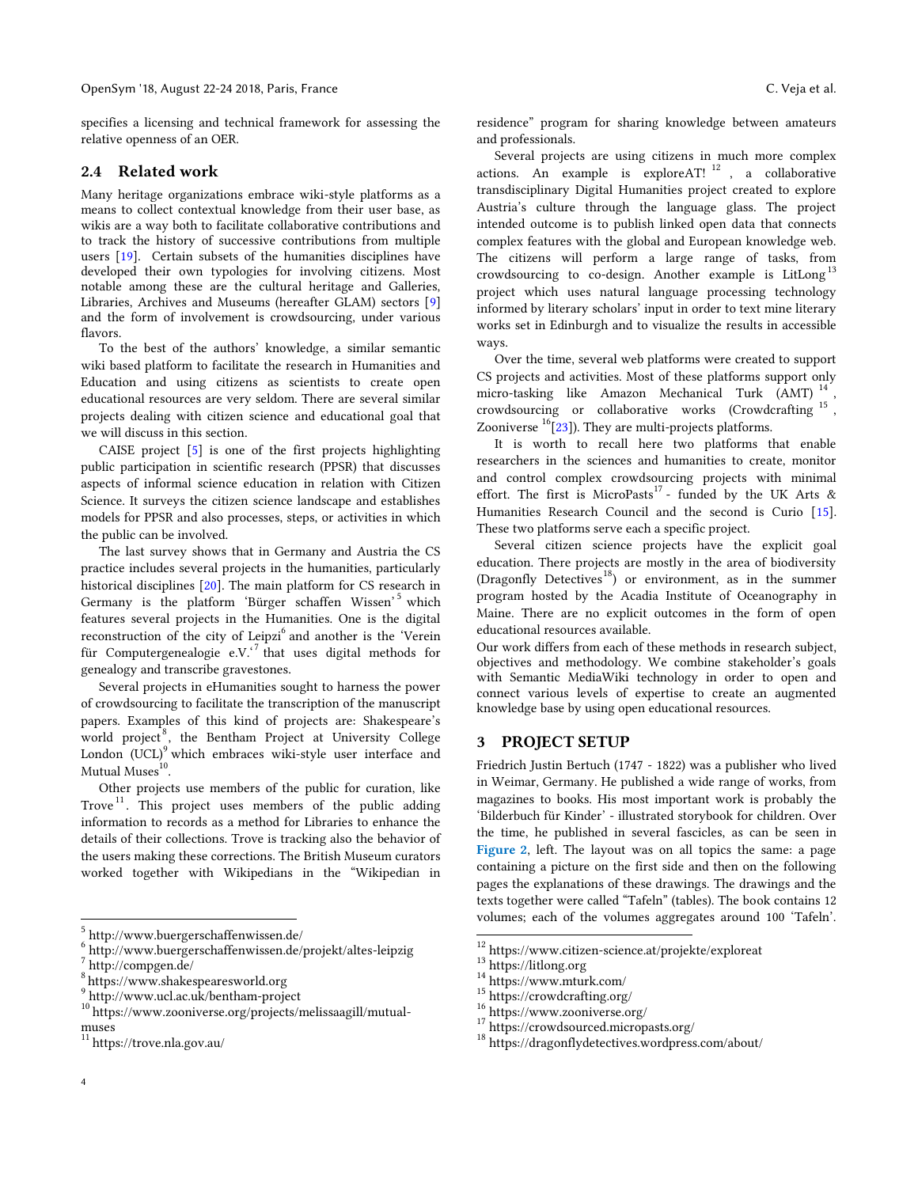specifies a licensing and technical framework for assessing the relative openness of an OER.

### 2.4 Related work

Many heritage organizations embrace wiki-style platforms as a means to collect contextual knowledge from their user base, as wikis are a way both to facilitate collaborative contributions and to track the history of successive contributions from multiple users [19]. Certain subsets of the humanities disciplines have developed their own typologies for involving citizens. Most notable among these are the cultural heritage and Galleries, Libraries, Archives and Museums (hereafter GLAM) sectors [9] and the form of involvement is crowdsourcing, under various flavors.

To the best of the authors' knowledge, a similar semantic wiki based platform to facilitate the research in Humanities and Education and using citizens as scientists to create open educational resources are very seldom. There are several similar projects dealing with citizen science and educational goal that we will discuss in this section.

CAISE project [5] is one of the first projects highlighting public participation in scientific research (PPSR) that discusses aspects of informal science education in relation with Citizen Science. It surveys the citizen science landscape and establishes models for PPSR and also processes, steps, or activities in which the public can be involved.

The last survey shows that in Germany and Austria the CS practice includes several projects in the humanities, particularly historical disciplines [20]. The main platform for CS research in Germany is the platform 'Bürger schaffen Wissen' [5] which features several projects in the Humanities. One is the digital reconstruction of the city of Leipzi[6] and another is the 'Verein für Computergenealogie e.V.'[7] that uses digital methods for genealogy and transcribe gravestones.

Several projects in eHumanities sought to harness the power of crowdsourcing to facilitate the transcription of the manuscript papers. Examples of this kind of projects are: Shakespeare's world project[8], the Bentham Project at University College London (UCL)[9] which embraces wiki-style user interface and Mutual Muses[10].

Other projects use members of the public for curation, like Trove[11]. This project uses members of the public adding information to records as a method for Libraries to enhance the details of their collections. Trove is tracking also the behavior of the users making these corrections. The British Museum curators worked together with Wikipedians in the "Wikipedian in residence" program for sharing knowledge between amateurs and professionals.

Several projects are using citizens in much more complex actions. An example is exploreAT! [12], a collaborative transdisciplinary Digital Humanities project created to explore Austria's culture through the language glass. The project intended outcome is to publish linked open data that connects complex features with the global and European knowledge web. The citizens will perform a large range of tasks, from crowdsourcing to co-design. Another example is LitLong[13] project which uses natural language processing technology informed by literary scholars' input in order to text mine literary works set in Edinburgh and to visualize the results in accessible ways.

Over the time, several web platforms were created to support CS projects and activities. Most of these platforms support only micro-tasking like Amazon Mechanical Turk (AMT) [14], crowdsourcing or collaborative works (Crowdcrafting [15], Zooniverse [16][23]). They are multi-projects platforms.

It is worth to recall here two platforms that enable researchers in the sciences and humanities to create, monitor and control complex crowdsourcing projects with minimal effort. The first is MicroPasts[17] - funded by the UK Arts & Humanities Research Council and the second is Curio [15]. These two platforms serve each a specific project.

Several citizen science projects have the explicit goal education. There projects are mostly in the area of biodiversity (Dragonfly Detectives[18]) or environment, as in the summer program hosted by the Acadia Institute of Oceanography in Maine. There are no explicit outcomes in the form of open educational resources available.

Our work differs from each of these methods in research subject, objectives and methodology. We combine stakeholder's goals with Semantic MediaWiki technology in order to open and connect various levels of expertise to create an augmented knowledge base by using open educational resources.

## 3 PROJECT SETUP

Friedrich Justin Bertuch (1747 - 1822) was a publisher who lived in Weimar, Germany. He published a wide range of works, from magazines to books. His most important work is probably the 'Bilderbuch für Kinder' - illustrated storybook for children. Over the time, he published in several fascicles, as can be seen in **Figure 2**, left. The layout was on all topics the same: a page containing a picture on the first side and then on the following pages the explanations of these drawings. The drawings and the texts together were called "Tafeln" (tables). The book contains 12 volumes; each of the volumes aggregates around 100 'Tafeln'.

---

[5] http://www.buergerschaffenwissen.de/
[6] http://www.buergerschaffenwissen.de/projekt/altes-leipzig
[7] http://compgen.de/
[8] https://www.shakespearesworld.org
[9] http://www.ucl.ac.uk/bentham-project
[10] https://www.zooniverse.org/projects/melissaagill/mutual-muses
[11] https://trove.nla.gov.au/
[12] https://www.citizen-science.at/projekte/exploreat
[13] https://litlong.org
[14] https://www.mturk.com/
[15] https://crowdcrafting.org/
[16] https://www.zooniverse.org/
[17] https://crowdsourced.micropasts.org/
[18] https://dragonflydetectives.wordpress.com/about/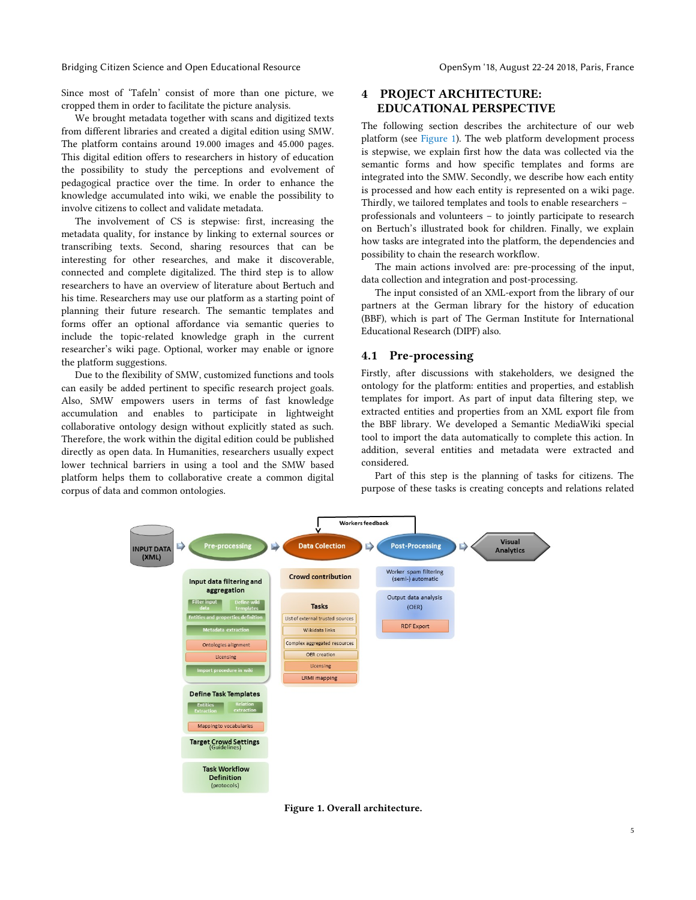Since most of 'Tafeln' consist of more than one picture, we cropped them in order to facilitate the picture analysis.

We brought metadata together with scans and digitized texts from different libraries and created a digital edition using SMW. The platform contains around 19.000 images and 45.000 pages. This digital edition offers to researchers in history of education the possibility to study the perceptions and evolvement of pedagogical practice over the time. In order to enhance the knowledge accumulated into wiki, we enable the possibility to involve citizens to collect and validate metadata.

The involvement of CS is stepwise: first, increasing the metadata quality, for instance by linking to external sources or transcribing texts. Second, sharing resources that can be interesting for other researches, and make it discoverable, connected and complete digitalized. The third step is to allow researchers to have an overview of literature about Bertuch and his time. Researchers may use our platform as a starting point of planning their future research. The semantic templates and forms offer an optional affordance via semantic queries to include the topic-related knowledge graph in the current researcher's wiki page. Optional, worker may enable or ignore the platform suggestions.

Due to the flexibility of SMW, customized functions and tools can easily be added pertinent to specific research project goals. Also, SMW empowers users in terms of fast knowledge accumulation and enables to participate in lightweight collaborative ontology design without explicitly stated as such. Therefore, the work within the digital edition could be published directly as open data. In Humanities, researchers usually expect lower technical barriers in using a tool and the SMW based platform helps them to collaborative create a common digital corpus of data and common ontologies.

# 4 PROJECT ARCHITECTURE: EDUCATIONAL PERSPECTIVE

The following section describes the architecture of our web platform (see Figure 1). The web platform development process is stepwise, we explain first how the data was collected via the semantic forms and how specific templates and forms are integrated into the SMW. Secondly, we describe how each entity is processed and how each entity is represented on a wiki page. Thirdly, we tailored templates and tools to enable researchers – professionals and volunteers – to jointly participate to research on Bertuch's illustrated book for children. Finally, we explain how tasks are integrated into the platform, the dependencies and possibility to chain the research workflow.

The main actions involved are: pre-processing of the input, data collection and integration and post-processing.

The input consisted of an XML-export from the library of our partners at the German library for the history of education (BBF), which is part of The German Institute for International Educational Research (DIPF) also.

## 4.1 Pre-processing

Firstly, after discussions with stakeholders, we designed the ontology for the platform: entities and properties, and establish templates for import. As part of input data filtering step, we extracted entities and properties from an XML export file from the BBF library. We developed a Semantic MediaWiki special tool to import the data automatically to complete this action. In addition, several entities and metadata were extracted and considered.

Part of this step is the planning of tasks for citizens. The purpose of these tasks is creating concepts and relations related

**Figure 1. Overall architecture.**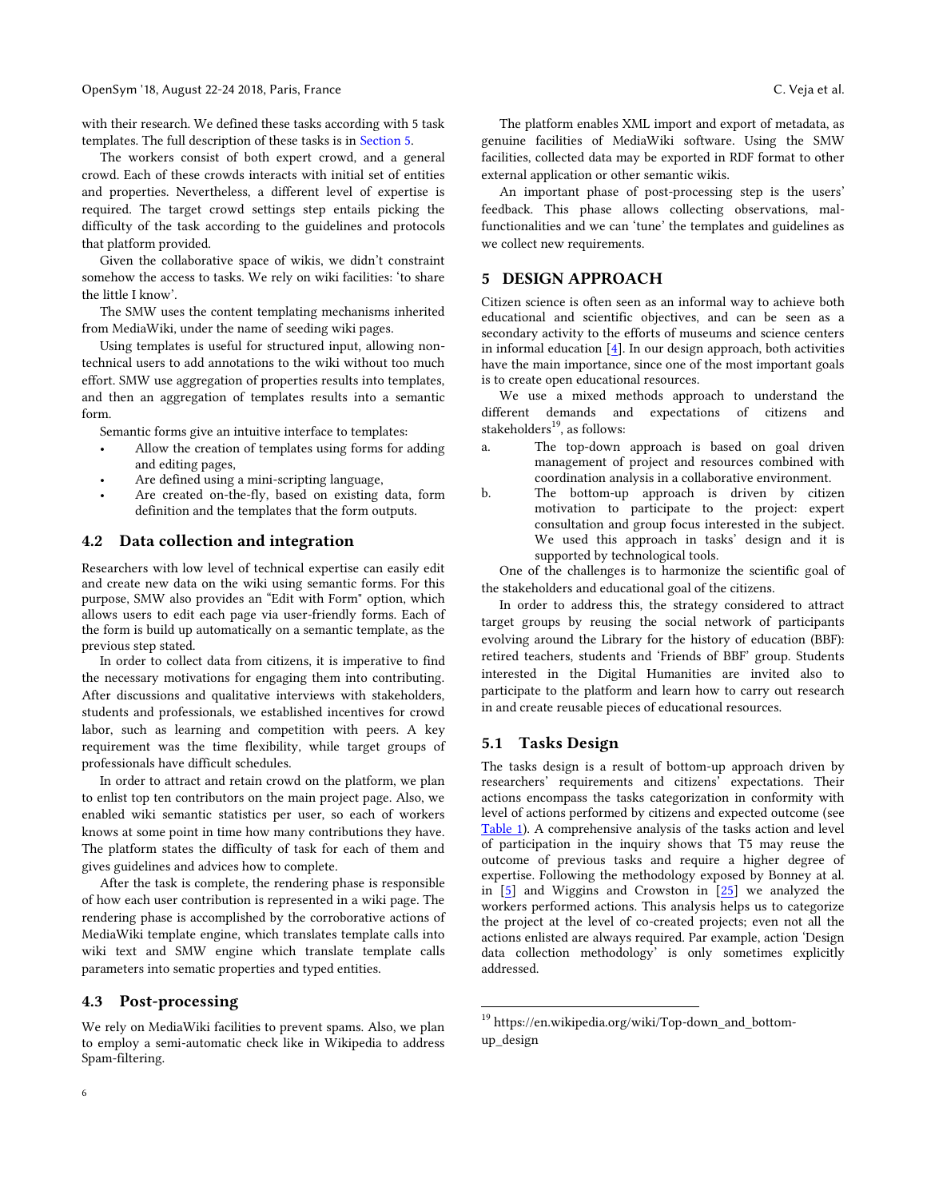with their research. We defined these tasks according with 5 task templates. The full description of these tasks is in Section 5.

The workers consist of both expert crowd, and a general crowd. Each of these crowds interacts with initial set of entities and properties. Nevertheless, a different level of expertise is required. The target crowd settings step entails picking the difficulty of the task according to the guidelines and protocols that platform provided.

Given the collaborative space of wikis, we didn't constraint somehow the access to tasks. We rely on wiki facilities: 'to share the little I know'.

The SMW uses the content templating mechanisms inherited from MediaWiki, under the name of seeding wiki pages.

Using templates is useful for structured input, allowing non-technical users to add annotations to the wiki without too much effort. SMW use aggregation of properties results into templates, and then an aggregation of templates results into a semantic form.

Semantic forms give an intuitive interface to templates:

- Allow the creation of templates using forms for adding and editing pages,
- Are defined using a mini-scripting language,
- Are created on-the-fly, based on existing data, form definition and the templates that the form outputs.

## 4.2 Data collection and integration

Researchers with low level of technical expertise can easily edit and create new data on the wiki using semantic forms. For this purpose, SMW also provides an "Edit with Form" option, which allows users to edit each page via user-friendly forms. Each of the form is build up automatically on a semantic template, as the previous step stated.

In order to collect data from citizens, it is imperative to find the necessary motivations for engaging them into contributing. After discussions and qualitative interviews with stakeholders, students and professionals, we established incentives for crowd labor, such as learning and competition with peers. A key requirement was the time flexibility, while target groups of professionals have difficult schedules.

In order to attract and retain crowd on the platform, we plan to enlist top ten contributors on the main project page. Also, we enabled wiki semantic statistics per user, so each of workers knows at some point in time how many contributions they have. The platform states the difficulty of task for each of them and gives guidelines and advices how to complete.

After the task is complete, the rendering phase is responsible of how each user contribution is represented in a wiki page. The rendering phase is accomplished by the corroborative actions of MediaWiki template engine, which translates template calls into wiki text and SMW engine which translate template calls parameters into sematic properties and typed entities.

## 4.3 Post-processing

We rely on MediaWiki facilities to prevent spams. Also, we plan to employ a semi-automatic check like in Wikipedia to address Spam-filtering.

The platform enables XML import and export of metadata, as genuine facilities of MediaWiki software. Using the SMW facilities, collected data may be exported in RDF format to other external application or other semantic wikis.

An important phase of post-processing step is the users' feedback. This phase allows collecting observations, mal-functionalities and we can 'tune' the templates and guidelines as we collect new requirements.

# 5 DESIGN APPROACH

Citizen science is often seen as an informal way to achieve both educational and scientific objectives, and can be seen as a secondary activity to the efforts of museums and science centers in informal education [4]. In our design approach, both activities have the main importance, since one of the most important goals is to create open educational resources.

We use a mixed methods approach to understand the different demands and expectations of citizens and stakeholders[19], as follows:

a. The top-down approach is based on goal driven management of project and resources combined with coordination analysis in a collaborative environment.
b. The bottom-up approach is driven by citizen motivation to participate to the project: expert consultation and group focus interested in the subject. We used this approach in tasks' design and it is supported by technological tools.

One of the challenges is to harmonize the scientific goal of the stakeholders and educational goal of the citizens.

In order to address this, the strategy considered to attract target groups by reusing the social network of participants evolving around the Library for the history of education (BBF): retired teachers, students and 'Friends of BBF' group. Students interested in the Digital Humanities are invited also to participate to the platform and learn how to carry out research in and create reusable pieces of educational resources.

## 5.1 Tasks Design

The tasks design is a result of bottom-up approach driven by researchers' requirements and citizens' expectations. Their actions encompass the tasks categorization in conformity with level of actions performed by citizens and expected outcome (see Table 1). A comprehensive analysis of the tasks action and level of participation in the inquiry shows that T5 may reuse the outcome of previous tasks and require a higher degree of expertise. Following the methodology exposed by Bonney at al. in [5] and Wiggins and Crowston in [25] we analyzed the workers performed actions. This analysis helps us to categorize the project at the level of co-created projects; even not all the actions enlisted are always required. Par example, action 'Design data collection methodology' is only sometimes explicitly addressed.

[19] https://en.wikipedia.org/wiki/Top-down_and_bottom-up_design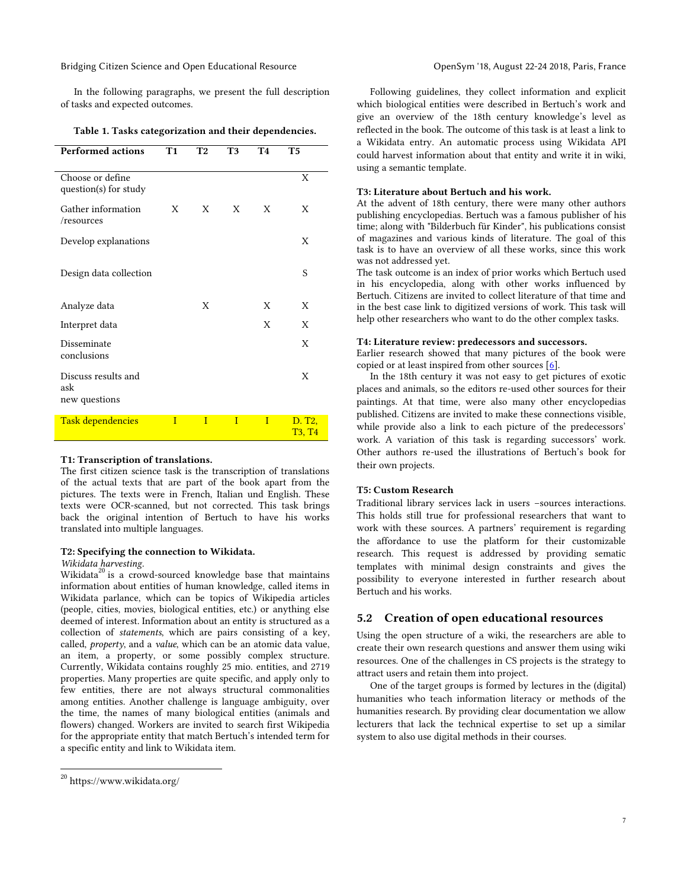In the following paragraphs, we present the full description of tasks and expected outcomes.

**Table 1. Tasks categorization and their dependencies.**

| Performed actions | T1 | T2 | T3 | T4 | T5 |
|---|---|---|---|---|---|
| Choose or define question(s) for study | | | | | X |
| Gather information /resources | X | X | X | X | X |
| Develop explanations | | | | | X |
| Design data collection | | | | | S |
| Analyze data | | X | | X | X |
| Interpret data | | | | X | X |
| Disseminate conclusions | | | | | X |
| Discuss results and ask new questions | | | | | X |
| Task dependencies | I | I | I | I | D. T2, T3, T4 |

**T1: Transcription of translations.**
The first citizen science task is the transcription of translations of the actual texts that are part of the book apart from the pictures. The texts were in French, Italian und English. These texts were OCR-scanned, but not corrected. This task brings back the original intention of Bertuch to have his works translated into multiple languages.

**T2: Specifying the connection to Wikidata.**
*Wikidata harvesting.*
Wikidata[20] is a crowd-sourced knowledge base that maintains information about entities of human knowledge, called items in Wikidata parlance, which can be topics of Wikipedia articles (people, cities, movies, biological entities, etc.) or anything else deemed of interest. Information about an entity is structured as a collection of *statements*, which are pairs consisting of a key, called, *property*, and a *value*, which can be an atomic data value, an item, a property, or some possibly complex structure. Currently, Wikidata contains roughly 25 mio. entities, and 2719 properties. Many properties are quite specific, and apply only to few entities, there are not always structural commonalities among entities. Another challenge is language ambiguity, over the time, the names of many biological entities (animals and flowers) changed. Workers are invited to search first Wikipedia for the appropriate entity that match Bertuch's intended term for a specific entity and link to Wikidata item.

Following guidelines, they collect information and explicit which biological entities were described in Bertuch's work and give an overview of the 18th century knowledge's level as reflected in the book. The outcome of this task is at least a link to a Wikidata entry. An automatic process using Wikidata API could harvest information about that entity and write it in wiki, using a semantic template.

**T3: Literature about Bertuch and his work.**
At the advent of 18th century, there were many other authors publishing encyclopedias. Bertuch was a famous publisher of his time; along with "Bilderbuch für Kinder", his publications consist of magazines and various kinds of literature. The goal of this task is to have an overview of all these works, since this work was not addressed yet.
The task outcome is an index of prior works which Bertuch used in his encyclopedia, along with other works influenced by Bertuch. Citizens are invited to collect literature of that time and in the best case link to digitized versions of work. This task will help other researchers who want to do the other complex tasks.

**T4: Literature review: predecessors and successors.**
Earlier research showed that many pictures of the book were copied or at least inspired from other sources [6].

In the 18th century it was not easy to get pictures of exotic places and animals, so the editors re-used other sources for their paintings. At that time, were also many other encyclopedias published. Citizens are invited to make these connections visible, while provide also a link to each picture of the predecessors' work. A variation of this task is regarding successors' work. Other authors re-used the illustrations of Bertuch's book for their own projects.

**T5: Custom Research**
Traditional library services lack in users –sources interactions. This holds still true for professional researchers that want to work with these sources. A partners' requirement is regarding the affordance to use the platform for their customizable research. This request is addressed by providing sematic templates with minimal design constraints and gives the possibility to everyone interested in further research about Bertuch and his works.

## 5.2 Creation of open educational resources

Using the open structure of a wiki, the researchers are able to create their own research questions and answer them using wiki resources. One of the challenges in CS projects is the strategy to attract users and retain them into project.

One of the target groups is formed by lectures in the (digital) humanities who teach information literacy or methods of the humanities research. By providing clear documentation we allow lecturers that lack the technical expertise to set up a similar system to also use digital methods in their courses.

---

[20] https://www.wikidata.org/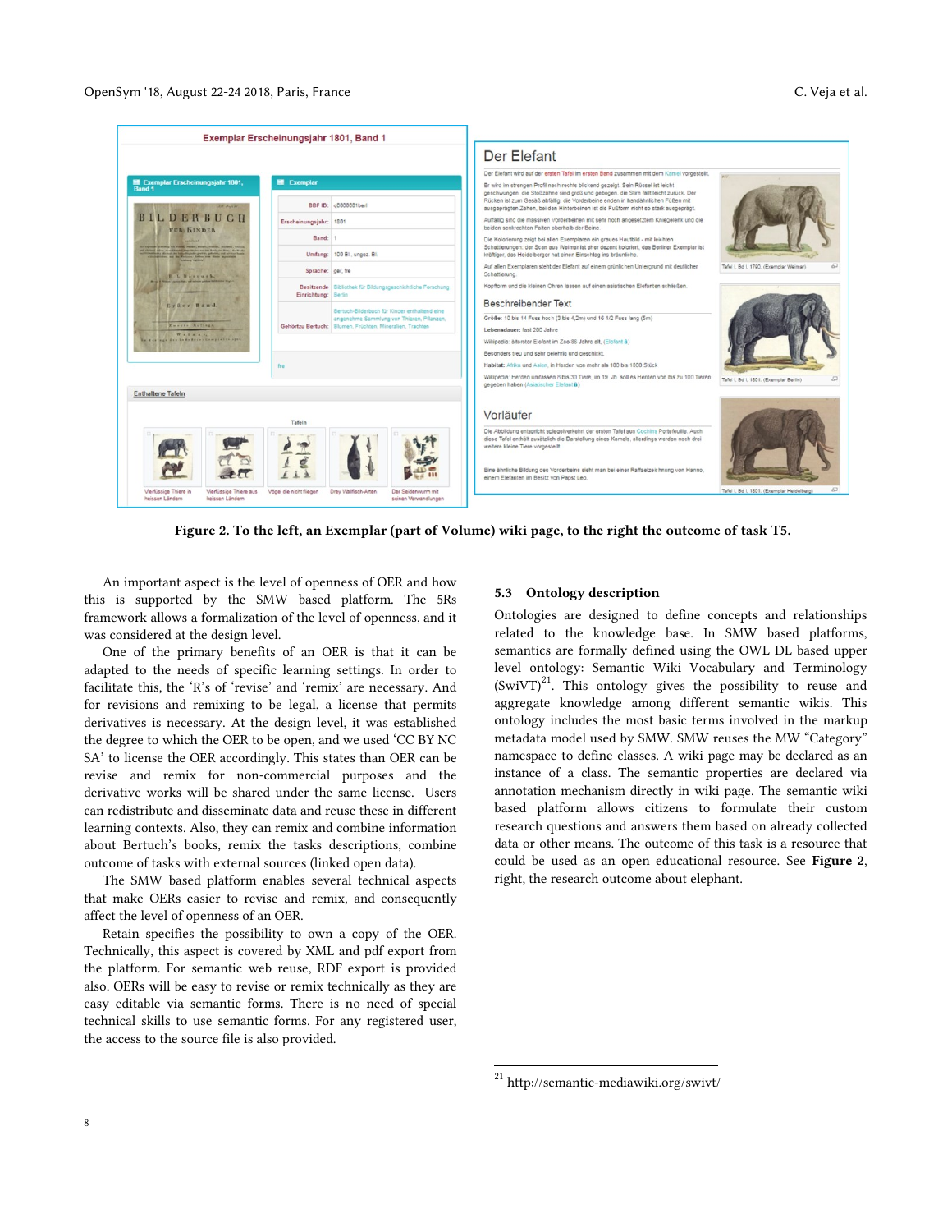Figure 2. To the left, an Exemplar (part of Volume) wiki page, to the right the outcome of task T5.

An important aspect is the level of openness of OER and how this is supported by the SMW based platform. The 5Rs framework allows a formalization of the level of openness, and it was considered at the design level.

One of the primary benefits of an OER is that it can be adapted to the needs of specific learning settings. In order to facilitate this, the 'R's of 'revise' and 'remix' are necessary. And for revisions and remixing to be legal, a license that permits derivatives is necessary. At the design level, it was established the degree to which the OER to be open, and we used 'CC BY NC SA' to license the OER accordingly. This states than OER can be revise and remix for non-commercial purposes and the derivative works will be shared under the same license. Users can redistribute and disseminate data and reuse these in different learning contexts. Also, they can remix and combine information about Bertuch's books, remix the tasks descriptions, combine outcome of tasks with external sources (linked open data).

The SMW based platform enables several technical aspects that make OERs easier to revise and remix, and consequently affect the level of openness of an OER.

Retain specifies the possibility to own a copy of the OER. Technically, this aspect is covered by XML and pdf export from the platform. For semantic web reuse, RDF export is provided also. OERs will be easy to revise or remix technically as they are easy editable via semantic forms. There is no need of special technical skills to use semantic forms. For any registered user, the access to the source file is also provided.

### 5.3 Ontology description

Ontologies are designed to define concepts and relationships related to the knowledge base. In SMW based platforms, semantics are formally defined using the OWL DL based upper level ontology: Semantic Wiki Vocabulary and Terminology (SwiVT)[21]. This ontology gives the possibility to reuse and aggregate knowledge among different semantic wikis. This ontology includes the most basic terms involved in the markup metadata model used by SMW. SMW reuses the MW "Category" namespace to define classes. A wiki page may be declared as an instance of a class. The semantic properties are declared via annotation mechanism directly in wiki page. The semantic wiki based platform allows citizens to formulate their custom research questions and answers them based on already collected data or other means. The outcome of this task is a resource that could be used as an open educational resource. See **Figure 2**, right, the research outcome about elephant.

[21] http://semantic-mediawiki.org/swivt/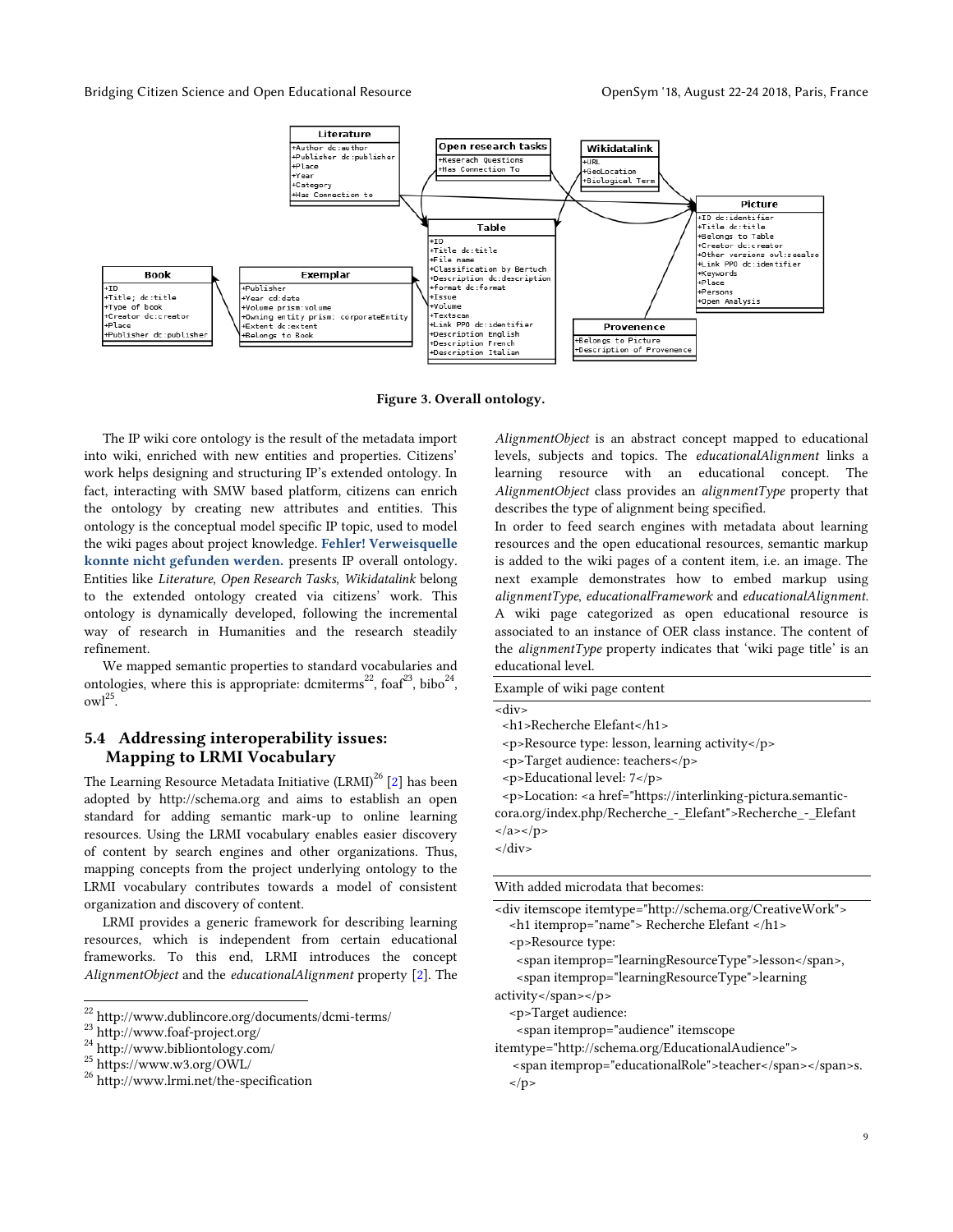Figure 3. Overall ontology.

The IP wiki core ontology is the result of the metadata import into wiki, enriched with new entities and properties. Citizens' work helps designing and structuring IP's extended ontology. In fact, interacting with SMW based platform, citizens can enrich the ontology by creating new attributes and entities. This ontology is the conceptual model specific IP topic, used to model the wiki pages about project knowledge. **Fehler! Verweisquelle konnte nicht gefunden werden.** presents IP overall ontology. Entities like *Literature*, *Open Research Tasks*, *Wikidatalink* belong to the extended ontology created via citizens' work. This ontology is dynamically developed, following the incremental way of research in Humanities and the research steadily refinement.

We mapped semantic properties to standard vocabularies and ontologies, where this is appropriate: dcmiterms[22], foaf[23], bibo[24], owl[25].

## 5.4 Addressing interoperability issues: Mapping to LRMI Vocabulary

The Learning Resource Metadata Initiative (LRMI)[26] [2] has been adopted by http://schema.org and aims to establish an open standard for adding semantic mark-up to online learning resources. Using the LRMI vocabulary enables easier discovery of content by search engines and other organizations. Thus, mapping concepts from the project underlying ontology to the LRMI vocabulary contributes towards a model of consistent organization and discovery of content.

LRMI provides a generic framework for describing learning resources, which is independent from certain educational frameworks. To this end, LRMI introduces the concept *AlignmentObject* and the *educationalAlignment* property [2]. The *AlignmentObject* is an abstract concept mapped to educational levels, subjects and topics. The *educationalAlignment* links a learning resource with an educational concept. The *AlignmentObject* class provides an *alignmentType* property that describes the type of alignment being specified.

In order to feed search engines with metadata about learning resources and the open educational resources, semantic markup is added to the wiki pages of a content item, i.e. an image. The next example demonstrates how to embed markup using *alignmentType*, *educationalFramework* and *educationalAlignment*. A wiki page categorized as open educational resource is associated to an instance of OER class instance. The content of the *alignmentType* property indicates that 'wiki page title' is an educational level.

Example of wiki page content

```
<div>
  <h1>Recherche Elefant</h1>
  <p>Resource type: lesson, learning activity</p>
  <p>Target audience: teachers</p>
  <p>Educational level: 7</p>
  <p>Location: <a href="https://interlinking-pictura.semantic-cora.org/index.php/Recherche_-_Elefant">Recherche_-_Elefant
</a></p>
</div>
```

With added microdata that becomes:

```
<div itemscope itemtype="http://schema.org/CreativeWork">
   <h1 itemprop="name"> Recherche Elefant </h1>
   <p>Resource type:
     <span itemprop="learningResourceType">lesson</span>,
     <span itemprop="learningResourceType">learning
activity</span></p>
   <p>Target audience:
     <span itemprop="audience" itemscope
itemtype="http://schema.org/EducationalAudience">
    <span itemprop="educationalRole">teacher</span></span>s.
   </p>
```

[22] http://www.dublincore.org/documents/dcmi-terms/
[23] http://www.foaf-project.org/
[24] http://www.bibliontology.com/
[25] https://www.w3.org/OWL/
[26] http://www.lrmi.net/the-specification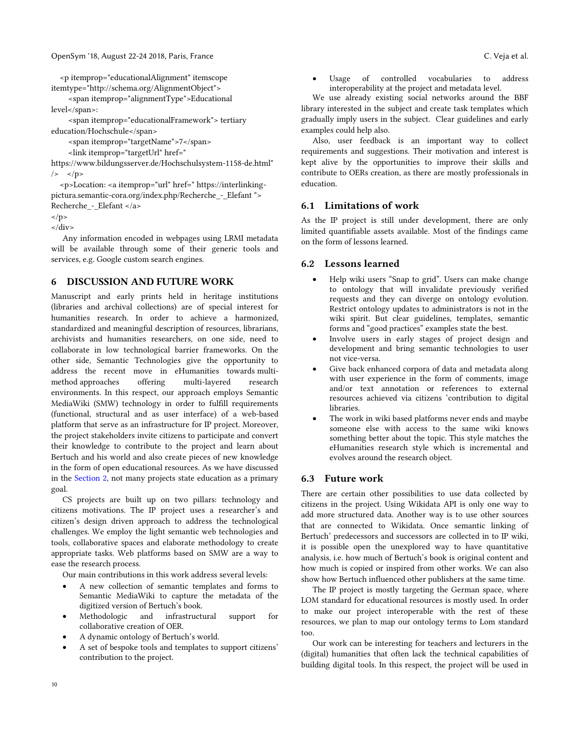```
<p itemprop="educationalAlignment" itemscope
itemtype="http://schema.org/AlignmentObject">
    <span itemprop="alignmentType">Educational
level</span>:
    <span itemprop="educationalFramework"> tertiary
education/Hochschule</span>
    <span itemprop="targetName">7</span>
    <link itemprop="targetUrl" href="
https://www.bildungsserver.de/Hochschulsystem-1158-de.html"
/>   </p>
  <p>Location: <a itemprop="url" href=" https://interlinking-
pictura.semantic-cora.org/index.php/Recherche_-_Elefant ">
Recherche_-_Elefant </a>
</p>
</div>
```

Any information encoded in webpages using LRMI metadata will be available through some of their generic tools and services, e.g. Google custom search engines.

## 6 DISCUSSION AND FUTURE WORK

Manuscript and early prints held in heritage institutions (libraries and archival collections) are of special interest for humanities research. In order to achieve a harmonized, standardized and meaningful description of resources, librarians, archivists and humanities researchers, on one side, need to collaborate in low technological barrier frameworks. On the other side, Semantic Technologies give the opportunity to address the recent move in eHumanities towards multi-method approaches offering multi-layered research environments. In this respect, our approach employs Semantic MediaWiki (SMW) technology in order to fulfill requirements (functional, structural and as user interface) of a web-based platform that serve as an infrastructure for IP project. Moreover, the project stakeholders invite citizens to participate and convert their knowledge to contribute to the project and learn about Bertuch and his world and also create pieces of new knowledge in the form of open educational resources. As we have discussed in the Section 2, not many projects state education as a primary goal.

CS projects are built up on two pillars: technology and citizens motivations. The IP project uses a researcher's and citizen's design driven approach to address the technological challenges. We employ the light semantic web technologies and tools, collaborative spaces and elaborate methodology to create appropriate tasks. Web platforms based on SMW are a way to ease the research process.

Our main contributions in this work address several levels:

- A new collection of semantic templates and forms to Semantic MediaWiki to capture the metadata of the digitized version of Bertuch's book.
- Methodologic and infrastructural support for collaborative creation of OER.
- A dynamic ontology of Bertuch's world.
- A set of bespoke tools and templates to support citizens' contribution to the project.
- Usage of controlled vocabularies to address interoperability at the project and metadata level.

We use already existing social networks around the BBF library interested in the subject and create task templates which gradually imply users in the subject. Clear guidelines and early examples could help also.

Also, user feedback is an important way to collect requirements and suggestions. Their motivation and interest is kept alive by the opportunities to improve their skills and contribute to OERs creation, as there are mostly professionals in education.

### 6.1 Limitations of work

As the IP project is still under development, there are only limited quantifiable assets available. Most of the findings came on the form of lessons learned.

### 6.2 Lessons learned

- Help wiki users "Snap to grid". Users can make change to ontology that will invalidate previously verified requests and they can diverge on ontology evolution. Restrict ontology updates to administrators is not in the wiki spirit. But clear guidelines, templates, semantic forms and "good practices" examples state the best.
- Involve users in early stages of project design and development and bring semantic technologies to user not vice-versa.
- Give back enhanced corpora of data and metadata along with user experience in the form of comments, image and/or text annotation or references to external resources achieved via citizens 'contribution to digital libraries.
- The work in wiki based platforms never ends and maybe someone else with access to the same wiki knows something better about the topic. This style matches the eHumanities research style which is incremental and evolves around the research object.

### 6.3 Future work

There are certain other possibilities to use data collected by citizens in the project. Using Wikidata API is only one way to add more structured data. Another way is to use other sources that are connected to Wikidata. Once semantic linking of Bertuch' predecessors and successors are collected in to IP wiki, it is possible open the unexplored way to have quantitative analysis, i.e. how much of Bertuch's book is original content and how much is copied or inspired from other works. We can also show how Bertuch influenced other publishers at the same time.

The IP project is mostly targeting the German space, where LOM standard for educational resources is mostly used. In order to make our project interoperable with the rest of these resources, we plan to map our ontology terms to Lom standard too.

Our work can be interesting for teachers and lecturers in the (digital) humanities that often lack the technical capabilities of building digital tools. In this respect, the project will be used in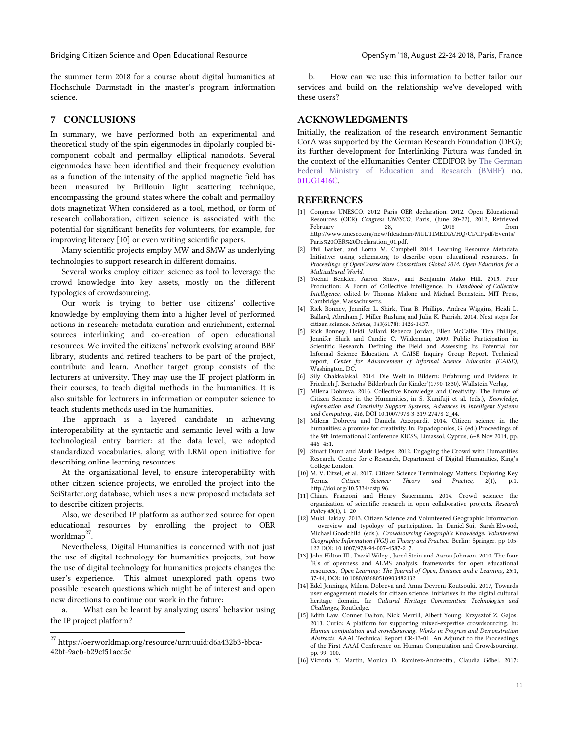the summer term 2018 for a course about digital humanities at Hochschule Darmstadt in the master's program information science.

## 7 CONCLUSIONS

In summary, we have performed both an experimental and theoretical study of the spin eigenmodes in dipolarly coupled bi-component cobalt and permalloy elliptical nanodots. Several eigenmodes have been identified and their frequency evolution as a function of the intensity of the applied magnetic field has been measured by Brillouin light scattering technique, encompassing the ground states where the cobalt and permalloy dots magnetizat When considered as a tool, method, or form of research collaboration, citizen science is associated with the potential for significant benefits for volunteers, for example, for improving literacy [10] or even writing scientific papers.

Many scientific projects employ MW and SMW as underlying technologies to support research in different domains.

Several works employ citizen science as tool to leverage the crowd knowledge into key assets, mostly on the different typologies of crowdsourcing.

Our work is trying to better use citizens' collective knowledge by employing them into a higher level of performed actions in research: metadata curation and enrichment, external sources interlinking and co-creation of open educational resources. We invited the citizens' network evolving around BBF library, students and retired teachers to be part of the project, contribute and learn. Another target group consists of the lecturers at university. They may use the IP project platform in their courses, to teach digital methods in the humanities. It is also suitable for lecturers in information or computer science to teach students methods used in the humanities.

The approach is a layered candidate in achieving interoperability at the syntactic and semantic level with a low technological entry barrier: at the data level, we adopted standardized vocabularies, along with LRMI open initiative for describing online learning resources.

At the organizational level, to ensure interoperability with other citizen science projects, we enrolled the project into the SciStarter.org database, which uses a new proposed metadata set to describe citizen projects.

Also, we described IP platform as authorized source for open educational resources by enrolling the project to OER worldmap[27].

Nevertheless, Digital Humanities is concerned with not just the use of digital technology for humanities projects, but how the use of digital technology for humanities projects changes the user's experience. This almost unexplored path opens two possible research questions which might be of interest and open new directions to continue our work in the future:

a. What can be learnt by analyzing users' behavior using the IP project platform?

b. How can we use this information to better tailor our services and build on the relationship we've developed with these users?

[27] https://oerworldmap.org/resource/urn:uuid:d6a432b3-bbca-42bf-9aeb-b29cf51acd5c

## ACKNOWLEDGMENTS

Initially, the realization of the research environment Semantic CorA was supported by the German Research Foundation (DFG); its further development for Interlinking Pictura was funded in the context of the eHumanities Center CEDIFOR by The German Federal Ministry of Education and Research (BMBF) no. 01UG1416C.

## REFERENCES

[1] Congress UNESCO. 2012 Paris OER declaration. 2012. Open Educational Resources (OER) *Congress UNESCO*, Paris, (June 20-22), 2012, Retrieved February 28, 2018 from http://www.unesco.org/new/fileadmin/MULTIMEDIA/HQ/CI/CI/pdf/Events/Paris%20OER%20Declaration_01.pdf.

[2] Phil Barker, and Lorna M. Campbell 2014. Learning Resource Metadata Initiative: using schema.org to describe open educational resources. In *Proceedings of OpenCourseWare Consortium Global 2014: Open Education for a Multicultural World.*

[3] Yochai Benkler, Aaron Shaw, and Benjamin Mako Hill. 2015. Peer Production: A Form of Collective Intelligence. In *Handbook of Collective Intelligence*, edited by Thomas Malone and Michael Bernstein. MIT Press, Cambridge, Massachusetts.

[4] Rick Bonney, Jennifer L. Shirk, Tina B. Phillips, Andrea Wiggins, Heidi L. Ballard, Abraham J. Miller-Rushing and Julia K. Parrish. 2014. Next steps for citizen science. *Science, 343*(6178): 1426-1437.

[5] Rick Bonney, Heidi Ballard, Rebecca Jordan, Ellen McCallie, Tina Phillips, Jennifer Shirk and Candie C. Wilderman, 2009. Public Participation in Scientific Research: Defining the Field and Assessing Its Potential for Informal Science Education. A CAISE Inquiry Group Report. Technical report, *Center for Advancement of Informal Science Education (CAISE)*, Washington, DC.

[6] Sily Chakkalakal. 2014. Die Welt in Bildern: Erfahrung und Evidenz in Friedrich J. Bertuchs' Bilderbuch für Kinder'(1790-1830). Wallstein Verlag.

[7] Milena Dobreva. 2016. Collective Knowledge and Creativity: The Future of Citizen Science in the Humanities, in S. Kunifuji et al. (eds.), *Knowledge, Information and Creativity Support Systems, Advances in Intelligent Systems and Computing, 416,* DOI 10.1007/978-3-319-27478-2_44.

[8] Milena Dobreva and Daniela Azzopardi. 2014. Citizen science in the humanities: a promise for creativity. In: Papadopoulos, G. (ed.) Proceedings of the 9th International Conference KICSS, Limassol, Cyprus, 6–8 Nov 2014, pp. 446–451.

[9] Stuart Dunn and Mark Hedges. 2012. Engaging the Crowd with Humanities Research. Centre for e-Research, Department of Digital Humanities, King's College London.

[10] M. V. Eitzel, et al. 2017. Citizen Science Terminology Matters: Exploring Key Terms. *Citizen Science: Theory and Practice, 2*(1), p.1. http://doi.org/10.5334/cstp.96.

[11] Chiara Franzoni and Henry Sauermann. 2014. Crowd science: the organization of scientific research in open collaborative projects. *Research Policy 43*(1), 1–20

[12] Muki Haklay. 2013. Citizen Science and Volunteered Geographic Information – overview and typology of participation. In Daniel Sui, Sarah Elwood, Michael Goodchild (eds.). *Crowdsourcing Geographic Knowledge: Volunteered Geographic Information (VGI) in Theory and Practice.* Berlin: Springer. pp 105-122 DOI: 10.1007/978-94-007-4587-2_7.

[13] John Hilton III , David Wiley , Jared Stein and Aaron Johnson. 2010. The four 'R's of openness and ALMS analysis: frameworks for open educational resources, *Open Learning: The Journal of Open, Distance and e-Learning, 25*:1, 37-44, DOI: 10.1080/02680510903482132

[14] Edel Jennings, Milena Dobreva and Anna Devreni-Koutsouki. 2017, Towards user engagement models for citizen science: initiatives in the digital cultural heritage domain. In: *Cultural Heritage Communities: Technologies and Challenges*, Routledge.

[15] Edith Law, Conner Dalton, Nick Merrill, Albert Young, Krzysztof Z. Gajos. 2013. Curio: A platform for supporting mixed-expertise crowdsourcing. In: *Human computation and crowdsourcing. Works in Progress and Demonstration Abstracts.* AAAI Technical Report CR-13-01. An Adjunct to the Proceedings of the First AAAI Conference on Human Computation and Crowdsourcing, pp. 99–100.

[16] Victoria Y. Martin, Monica D. Ramirez-Andreotta., Claudia Göbel. 2017: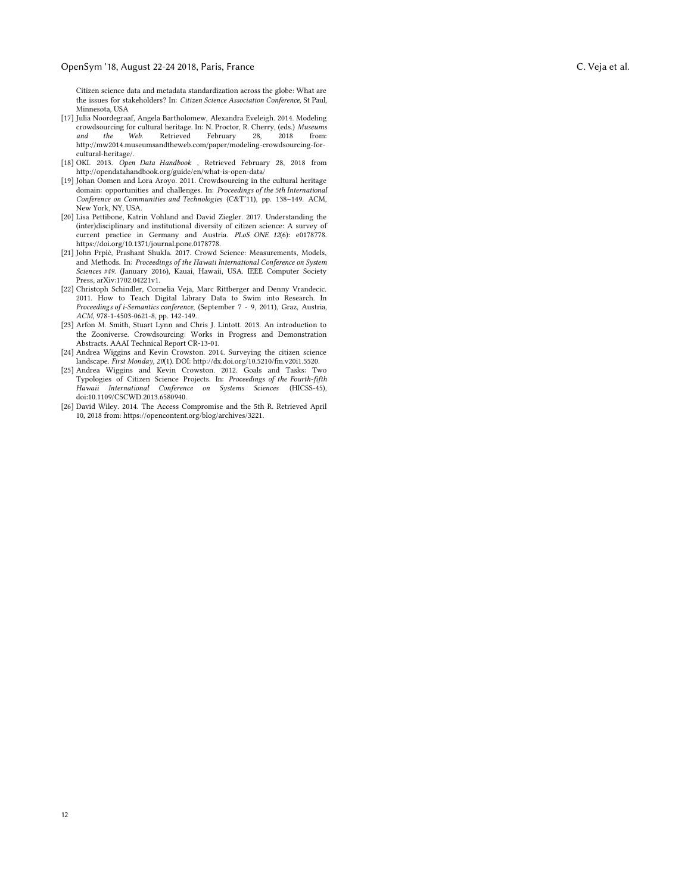Citizen science data and metadata standardization across the globe: What are the issues for stakeholders? In: *Citizen Science Association Conference*, St Paul, Minnesota, USA

[17] Julia Noordegraaf, Angela Bartholomew, Alexandra Eveleigh. 2014. Modeling crowdsourcing for cultural heritage. In: N. Proctor, R. Cherry, (eds.) *Museums and the Web*. Retrieved February 28, 2018 from: http://mw2014.museumsandtheweb.com/paper/modeling-crowdsourcing-for-cultural-heritage/.

[18] OKI. 2013. *Open Data Handbook* , Retrieved February 28, 2018 from http://opendatahandbook.org/guide/en/what-is-open-data/

[19] Johan Oomen and Lora Aroyo. 2011. Crowdsourcing in the cultural heritage domain: opportunities and challenges. In: *Proceedings of the 5th International Conference on Communities and Technologies* (C&T'11), pp. 138–149. ACM, New York, NY, USA.

[20] Lisa Pettibone, Katrin Vohland and David Ziegler. 2017. Understanding the (inter)disciplinary and institutional diversity of citizen science: A survey of current practice in Germany and Austria. *PLoS ONE 12*(6): e0178778. https://doi.org/10.1371/journal.pone.0178778.

[21] John Prpić, Prashant Shukla. 2017. Crowd Science: Measurements, Models, and Methods. In: *Proceedings of the Hawaii International Conference on System Sciences #49*. (January 2016), Kauai, Hawaii, USA. IEEE Computer Society Press, arXiv:1702.04221v1.

[22] Christoph Schindler, Cornelia Veja, Marc Rittberger and Denny Vrandecic. 2011. How to Teach Digital Library Data to Swim into Research. In *Proceedings of i-Semantics conference*, (September 7 - 9, 2011), Graz, Austria, *ACM*, 978-1-4503-0621-8, pp. 142-149.

[23] Arfon M. Smith, Stuart Lynn and Chris J. Lintott. 2013. An introduction to the Zooniverse. Crowdsourcing: Works in Progress and Demonstration Abstracts. AAAI Technical Report CR-13-01.

[24] Andrea Wiggins and Kevin Crowston. 2014. Surveying the citizen science landscape. *First Monday, 20*(1). DOI: http://dx.doi.org/10.5210/fm.v20i1.5520.

[25] Andrea Wiggins and Kevin Crowston. 2012. Goals and Tasks: Two Typologies of Citizen Science Projects. In: *Proceedings of the Fourth-fifth Hawaii International Conference on Systems Sciences* (HICSS-45), doi:10.1109/CSCWD.2013.6580940.

[26] David Wiley. 2014. The Access Compromise and the 5th R. Retrieved April 10, 2018 from: https://opencontent.org/blog/archives/3221.